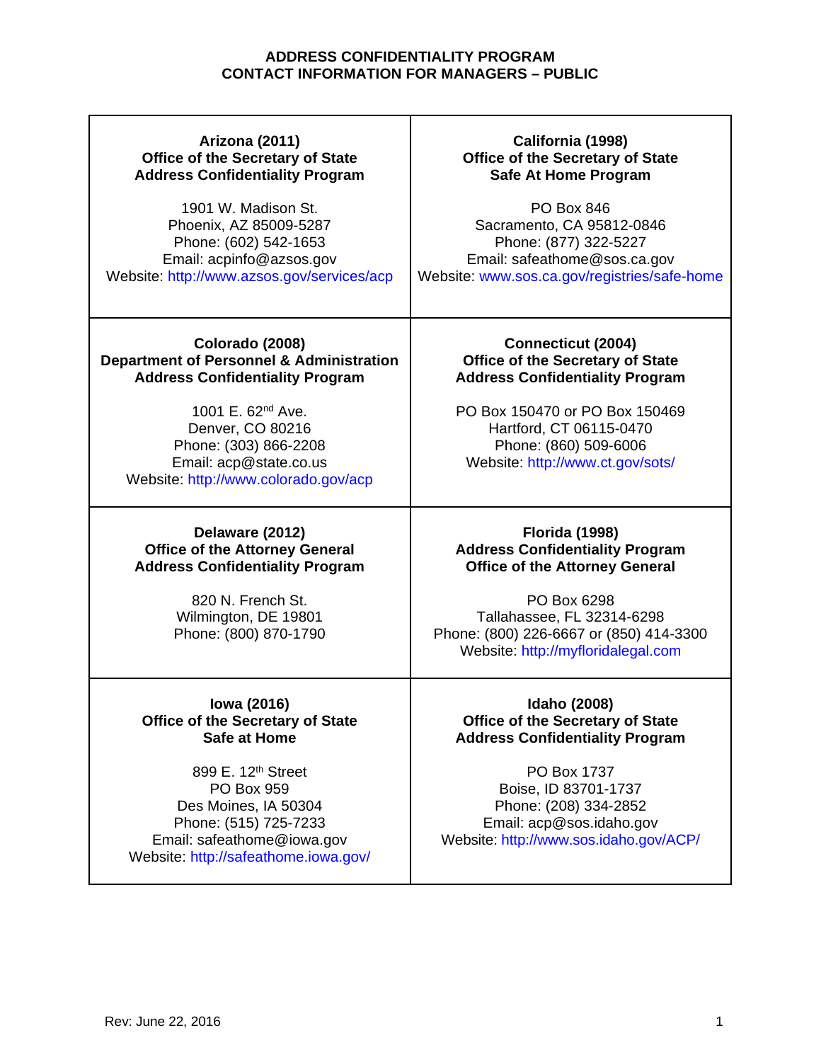# ADDRESS CONFIDENTIALITY PROGRAM
# CONTACT INFORMATION FOR MANAGERS – PUBLIC

| | |
|---|---|
| **Arizona (2011)**<br>**Office of the Secretary of State**<br>**Address Confidentiality Program**<br><br>1901 W. Madison St.<br>Phoenix, AZ 85009-5287<br>Phone: (602) 542-1653<br>Email: acpinfo@azsos.gov<br>Website: http://www.azsos.gov/services/acp | **California (1998)**<br>**Office of the Secretary of State**<br>**Safe At Home Program**<br><br>PO Box 846<br>Sacramento, CA 95812-0846<br>Phone: (877) 322-5227<br>Email: safeathome@sos.ca.gov<br>Website: www.sos.ca.gov/registries/safe-home |
| **Colorado (2008)**<br>**Department of Personnel & Administration**<br>**Address Confidentiality Program**<br><br>1001 E. 62nd Ave.<br>Denver, CO 80216<br>Phone: (303) 866-2208<br>Email: acp@state.co.us<br>Website: http://www.colorado.gov/acp | **Connecticut (2004)**<br>**Office of the Secretary of State**<br>**Address Confidentiality Program**<br><br>PO Box 150470 or PO Box 150469<br>Hartford, CT 06115-0470<br>Phone: (860) 509-6006<br>Website: http://www.ct.gov/sots/ |
| **Delaware (2012)**<br>**Office of the Attorney General**<br>**Address Confidentiality Program**<br><br>820 N. French St.<br>Wilmington, DE 19801<br>Phone: (800) 870-1790 | **Florida (1998)**<br>**Address Confidentiality Program**<br>**Office of the Attorney General**<br><br>PO Box 6298<br>Tallahassee, FL 32314-6298<br>Phone: (800) 226-6667 or (850) 414-3300<br>Website: http://myfloridalegal.com |
| **Iowa (2016)**<br>**Office of the Secretary of State**<br>**Safe at Home**<br><br>899 E. 12th Street<br>PO Box 959<br>Des Moines, IA 50304<br>Phone: (515) 725-7233<br>Email: safeathome@iowa.gov<br>Website: http://safeathome.iowa.gov/ | **Idaho (2008)**<br>**Office of the Secretary of State**<br>**Address Confidentiality Program**<br><br>PO Box 1737<br>Boise, ID 83701-1737<br>Phone: (208) 334-2852<br>Email: acp@sos.idaho.gov<br>Website: http://www.sos.idaho.gov/ACP/ |

Rev: June 22, 2016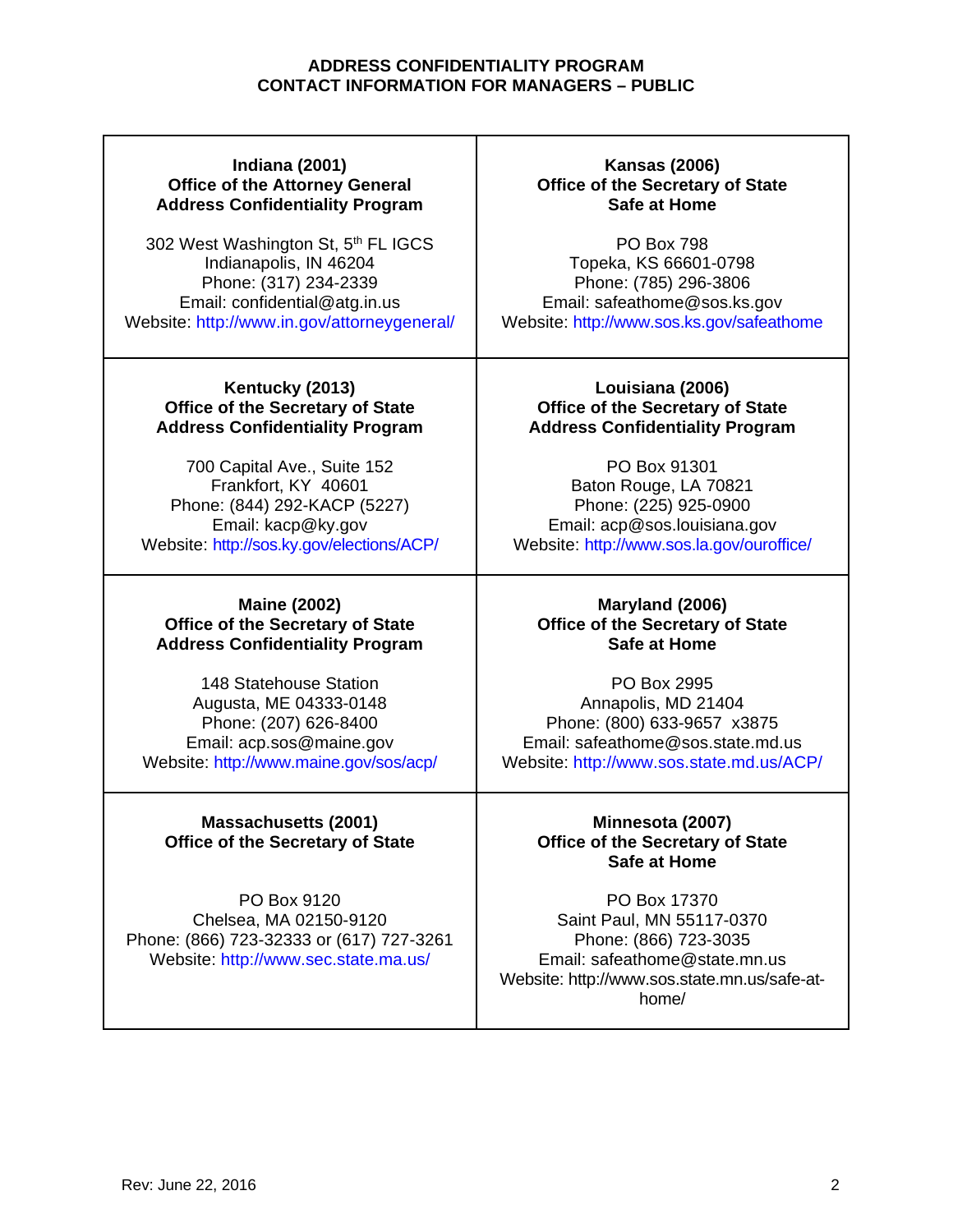**ADDRESS CONFIDENTIALITY PROGRAM**
**CONTACT INFORMATION FOR MANAGERS – PUBLIC**

| | |
|---|---|
| **Indiana (2001)**<br>**Office of the Attorney General**<br>**Address Confidentiality Program**<br><br>302 West Washington St, 5th FL IGCS<br>Indianapolis, IN 46204<br>Phone: (317) 234-2339<br>Email: confidential@atg.in.us<br>Website: http://www.in.gov/attorneygeneral/ | **Kansas (2006)**<br>**Office of the Secretary of State**<br>**Safe at Home**<br><br>PO Box 798<br>Topeka, KS 66601-0798<br>Phone: (785) 296-3806<br>Email: safeathome@sos.ks.gov<br>Website: http://www.sos.ks.gov/safeathome |
| **Kentucky (2013)**<br>**Office of the Secretary of State**<br>**Address Confidentiality Program**<br><br>700 Capital Ave., Suite 152<br>Frankfort, KY 40601<br>Phone: (844) 292-KACP (5227)<br>Email: kacp@ky.gov<br>Website: http://sos.ky.gov/elections/ACP/ | **Louisiana (2006)**<br>**Office of the Secretary of State**<br>**Address Confidentiality Program**<br><br>PO Box 91301<br>Baton Rouge, LA 70821<br>Phone: (225) 925-0900<br>Email: acp@sos.louisiana.gov<br>Website: http://www.sos.la.gov/ouroffice/ |
| **Maine (2002)**<br>**Office of the Secretary of State**<br>**Address Confidentiality Program**<br><br>148 Statehouse Station<br>Augusta, ME 04333-0148<br>Phone: (207) 626-8400<br>Email: acp.sos@maine.gov<br>Website: http://www.maine.gov/sos/acp/ | **Maryland (2006)**<br>**Office of the Secretary of State**<br>**Safe at Home**<br><br>PO Box 2995<br>Annapolis, MD 21404<br>Phone: (800) 633-9657 x3875<br>Email: safeathome@sos.state.md.us<br>Website: http://www.sos.state.md.us/ACP/ |
| **Massachusetts (2001)**<br>**Office of the Secretary of State**<br><br>PO Box 9120<br>Chelsea, MA 02150-9120<br>Phone: (866) 723-32333 or (617) 727-3261<br>Website: http://www.sec.state.ma.us/ | **Minnesota (2007)**<br>**Office of the Secretary of State**<br>**Safe at Home**<br><br>PO Box 17370<br>Saint Paul, MN 55117-0370<br>Phone: (866) 723-3035<br>Email: safeathome@state.mn.us<br>Website: http://www.sos.state.mn.us/safe-at-home/ |

Rev: June 22, 2016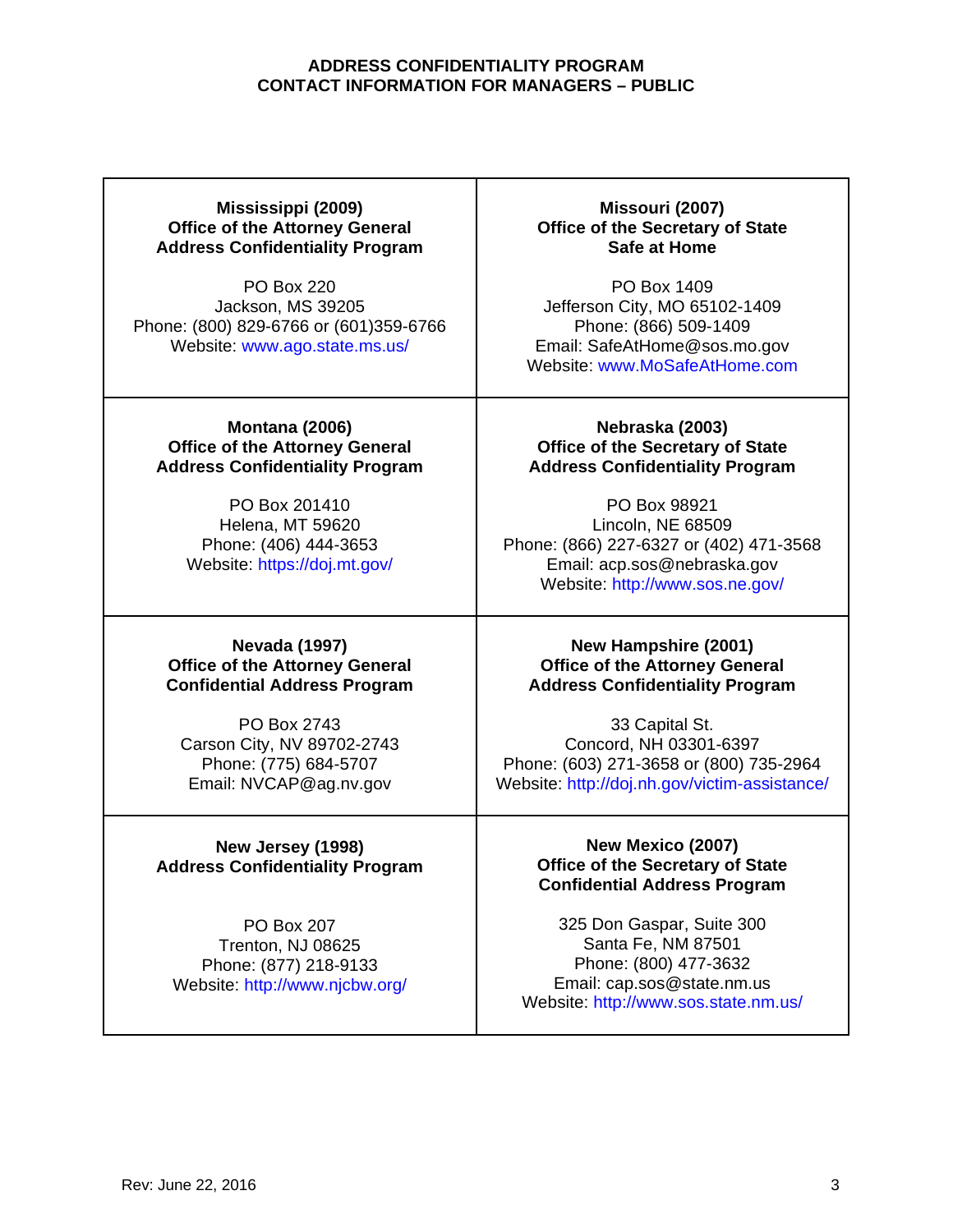**ADDRESS CONFIDENTIALITY PROGRAM**
**CONTACT INFORMATION FOR MANAGERS – PUBLIC**

| | |
|---|---|
| **Mississippi (2009)**<br>**Office of the Attorney General**<br>**Address Confidentiality Program**<br><br>PO Box 220<br>Jackson, MS 39205<br>Phone: (800) 829-6766 or (601)359-6766<br>Website: www.ago.state.ms.us/ | **Missouri (2007)**<br>**Office of the Secretary of State**<br>**Safe at Home**<br><br>PO Box 1409<br>Jefferson City, MO 65102-1409<br>Phone: (866) 509-1409<br>Email: SafeAtHome@sos.mo.gov<br>Website: www.MoSafeAtHome.com |
| **Montana (2006)**<br>**Office of the Attorney General**<br>**Address Confidentiality Program**<br><br>PO Box 201410<br>Helena, MT 59620<br>Phone: (406) 444-3653<br>Website: https://doj.mt.gov/ | **Nebraska (2003)**<br>**Office of the Secretary of State**<br>**Address Confidentiality Program**<br><br>PO Box 98921<br>Lincoln, NE 68509<br>Phone: (866) 227-6327 or (402) 471-3568<br>Email: acp.sos@nebraska.gov<br>Website: http://www.sos.ne.gov/ |
| **Nevada (1997)**<br>**Office of the Attorney General**<br>**Confidential Address Program**<br><br>PO Box 2743<br>Carson City, NV 89702-2743<br>Phone: (775) 684-5707<br>Email: NVCAP@ag.nv.gov | **New Hampshire (2001)**<br>**Office of the Attorney General**<br>**Address Confidentiality Program**<br><br>33 Capital St.<br>Concord, NH 03301-6397<br>Phone: (603) 271-3658 or (800) 735-2964<br>Website: http://doj.nh.gov/victim-assistance/ |
| **New Jersey (1998)**<br>**Address Confidentiality Program**<br><br>PO Box 207<br>Trenton, NJ 08625<br>Phone: (877) 218-9133<br>Website: http://www.njcbw.org/ | **New Mexico (2007)**<br>**Office of the Secretary of State**<br>**Confidential Address Program**<br><br>325 Don Gaspar, Suite 300<br>Santa Fe, NM 87501<br>Phone: (800) 477-3632<br>Email: cap.sos@state.nm.us<br>Website: http://www.sos.state.nm.us/ |

Rev: June 22, 2016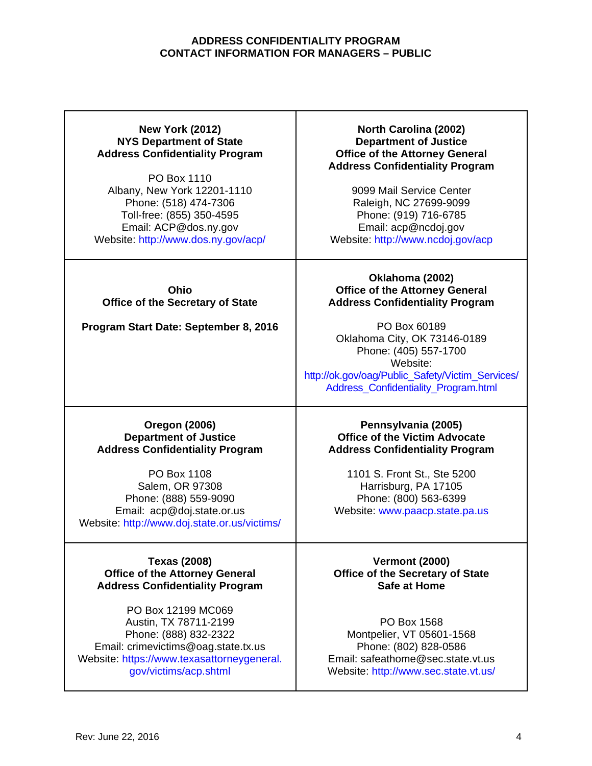**ADDRESS CONFIDENTIALITY PROGRAM**
**CONTACT INFORMATION FOR MANAGERS – PUBLIC**

| | |
|---|---|
| **New York (2012)**<br>**NYS Department of State**<br>**Address Confidentiality Program**<br><br>PO Box 1110<br>Albany, New York 12201-1110<br>Phone: (518) 474-7306<br>Toll-free: (855) 350-4595<br>Email: ACP@dos.ny.gov<br>Website: http://www.dos.ny.gov/acp/ | **North Carolina (2002)**<br>**Department of Justice**<br>**Office of the Attorney General**<br>**Address Confidentiality Program**<br><br>9099 Mail Service Center<br>Raleigh, NC 27699-9099<br>Phone: (919) 716-6785<br>Email: acp@ncdoj.gov<br>Website: http://www.ncdoj.gov/acp |
| **Ohio**<br>**Office of the Secretary of State**<br><br>**Program Start Date: September 8, 2016** | **Oklahoma (2002)**<br>**Office of the Attorney General**<br>**Address Confidentiality Program**<br><br>PO Box 60189<br>Oklahoma City, OK 73146-0189<br>Phone: (405) 557-1700<br>Website:<br>http://ok.gov/oag/Public_Safety/Victim_Services/Address_Confidentiality_Program.html |
| **Oregon (2006)**<br>**Department of Justice**<br>**Address Confidentiality Program**<br><br>PO Box 1108<br>Salem, OR 97308<br>Phone: (888) 559-9090<br>Email: acp@doj.state.or.us<br>Website: http://www.doj.state.or.us/victims/ | **Pennsylvania (2005)**<br>**Office of the Victim Advocate**<br>**Address Confidentiality Program**<br><br>1101 S. Front St., Ste 5200<br>Harrisburg, PA 17105<br>Phone: (800) 563-6399<br>Website: www.paacp.state.pa.us |
| **Texas (2008)**<br>**Office of the Attorney General**<br>**Address Confidentiality Program**<br><br>PO Box 12199 MC069<br>Austin, TX 78711-2199<br>Phone: (888) 832-2322<br>Email: crimevictims@oag.state.tx.us<br>Website: https://www.texasattorneygeneral.gov/victims/acp.shtml | **Vermont (2000)**<br>**Office of the Secretary of State**<br>**Safe at Home**<br><br>PO Box 1568<br>Montpelier, VT 05601-1568<br>Phone: (802) 828-0586<br>Email: safeathome@sec.state.vt.us<br>Website: http://www.sec.state.vt.us/ |

Rev: June 22, 2016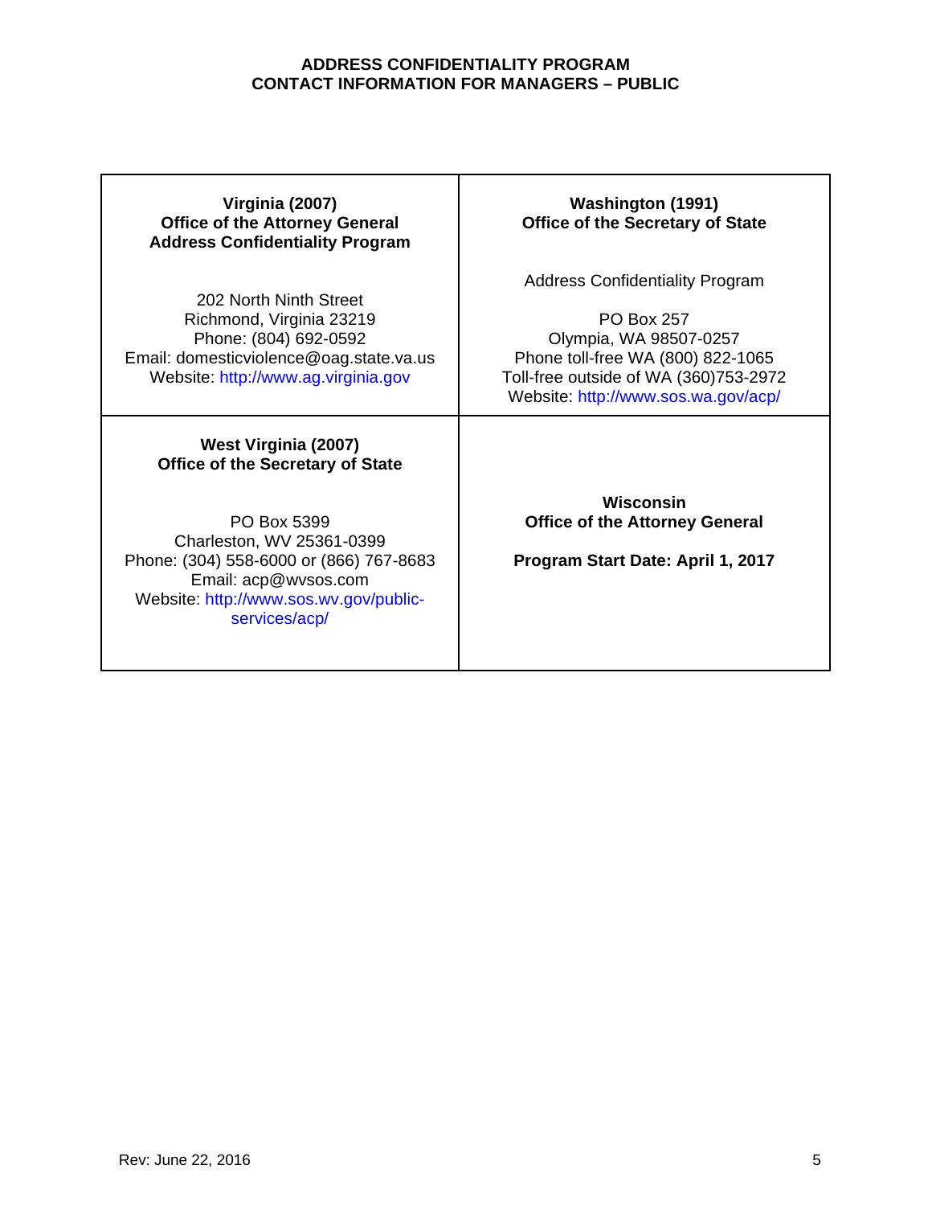**ADDRESS CONFIDENTIALITY PROGRAM**
**CONTACT INFORMATION FOR MANAGERS – PUBLIC**

| | |
|---|---|
| **Virginia (2007)**<br>**Office of the Attorney General**<br>**Address Confidentiality Program**<br><br>202 North Ninth Street<br>Richmond, Virginia 23219<br>Phone: (804) 692-0592<br>Email: domesticviolence@oag.state.va.us<br>Website: http://www.ag.virginia.gov | **Washington (1991)**<br>**Office of the Secretary of State**<br><br>Address Confidentiality Program<br><br>PO Box 257<br>Olympia, WA 98507-0257<br>Phone toll-free WA (800) 822-1065<br>Toll-free outside of WA (360)753-2972<br>Website: http://www.sos.wa.gov/acp/ |
| **West Virginia (2007)**<br>**Office of the Secretary of State**<br><br>PO Box 5399<br>Charleston, WV 25361-0399<br>Phone: (304) 558-6000 or (866) 767-8683<br>Email: acp@wvsos.com<br>Website: http://www.sos.wv.gov/public-services/acp/ | **Wisconsin**<br>**Office of the Attorney General**<br><br>**Program Start Date: April 1, 2017** |

Rev: June 22, 2016